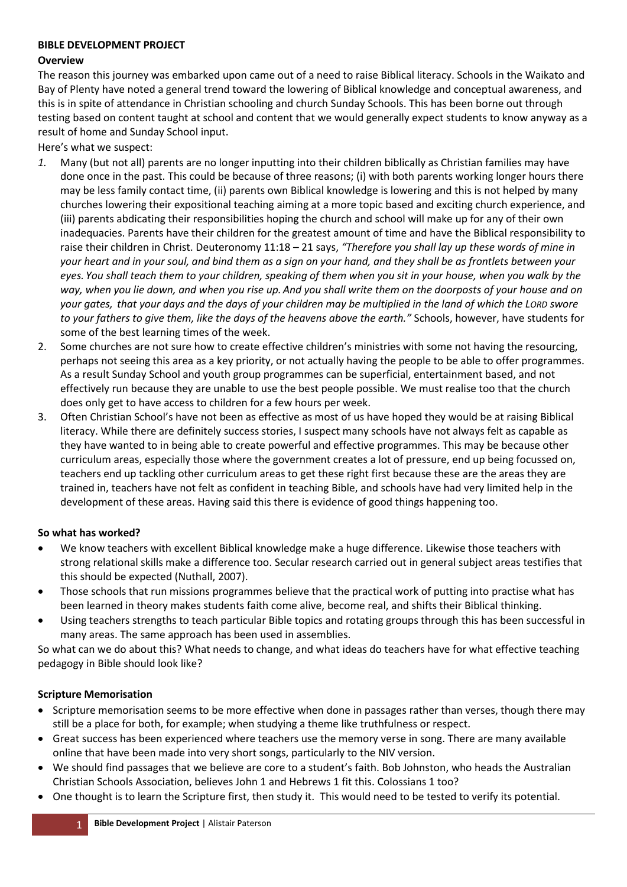**BIBLE DEVELOPMENT PROJECT**

**Overview**

The reason this journey was embarked upon came out of a need to raise Biblical literacy. Schools in the Waikato and Bay of Plenty have noted a general trend toward the lowering of Biblical knowledge and conceptual awareness, and this is in spite of attendance in Christian schooling and church Sunday Schools. This has been borne out through testing based on content taught at school and content that we would generally expect students to know anyway as a result of home and Sunday School input.

Here's what we suspect:

1. Many (but not all) parents are no longer inputting into their children biblically as Christian families may have done once in the past. This could be because of three reasons; (i) with both parents working longer hours there may be less family contact time, (ii) parents own Biblical knowledge is lowering and this is not helped by many churches lowering their expositional teaching aiming at a more topic based and exciting church experience, and (iii) parents abdicating their responsibilities hoping the church and school will make up for any of their own inadequacies. Parents have their children for the greatest amount of time and have the Biblical responsibility to raise their children in Christ. Deuteronomy 11:18 – 21 says, *"Therefore you shall lay up these words of mine in your heart and in your soul, and bind them as a sign on your hand, and they shall be as frontlets between your eyes. You shall teach them to your children, speaking of them when you sit in your house, when you walk by the way, when you lie down, and when you rise up. And you shall write them on the doorposts of your house and on your gates, that your days and the days of your children may be multiplied in the land of which the LORD swore to your fathers to give them, like the days of the heavens above the earth."* Schools, however, have students for some of the best learning times of the week.
2. Some churches are not sure how to create effective children's ministries with some not having the resourcing, perhaps not seeing this area as a key priority, or not actually having the people to be able to offer programmes. As a result Sunday School and youth group programmes can be superficial, entertainment based, and not effectively run because they are unable to use the best people possible. We must realise too that the church does only get to have access to children for a few hours per week.
3. Often Christian School's have not been as effective as most of us have hoped they would be at raising Biblical literacy. While there are definitely success stories, I suspect many schools have not always felt as capable as they have wanted to in being able to create powerful and effective programmes. This may be because other curriculum areas, especially those where the government creates a lot of pressure, end up being focussed on, teachers end up tackling other curriculum areas to get these right first because these are the areas they are trained in, teachers have not felt as confident in teaching Bible, and schools have had very limited help in the development of these areas. Having said this there is evidence of good things happening too.

**So what has worked?**

- We know teachers with excellent Biblical knowledge make a huge difference. Likewise those teachers with strong relational skills make a difference too. Secular research carried out in general subject areas testifies that this should be expected (Nuthall, 2007).
- Those schools that run missions programmes believe that the practical work of putting into practise what has been learned in theory makes students faith come alive, become real, and shifts their Biblical thinking.
- Using teachers strengths to teach particular Bible topics and rotating groups through this has been successful in many areas. The same approach has been used in assemblies.

So what can we do about this? What needs to change, and what ideas do teachers have for what effective teaching pedagogy in Bible should look like?

**Scripture Memorisation**

- Scripture memorisation seems to be more effective when done in passages rather than verses, though there may still be a place for both, for example; when studying a theme like truthfulness or respect.
- Great success has been experienced where teachers use the memory verse in song. There are many available online that have been made into very short songs, particularly to the NIV version.
- We should find passages that we believe are core to a student's faith. Bob Johnston, who heads the Australian Christian Schools Association, believes John 1 and Hebrews 1 fit this. Colossians 1 too?
- One thought is to learn the Scripture first, then study it. This would need to be tested to verify its potential.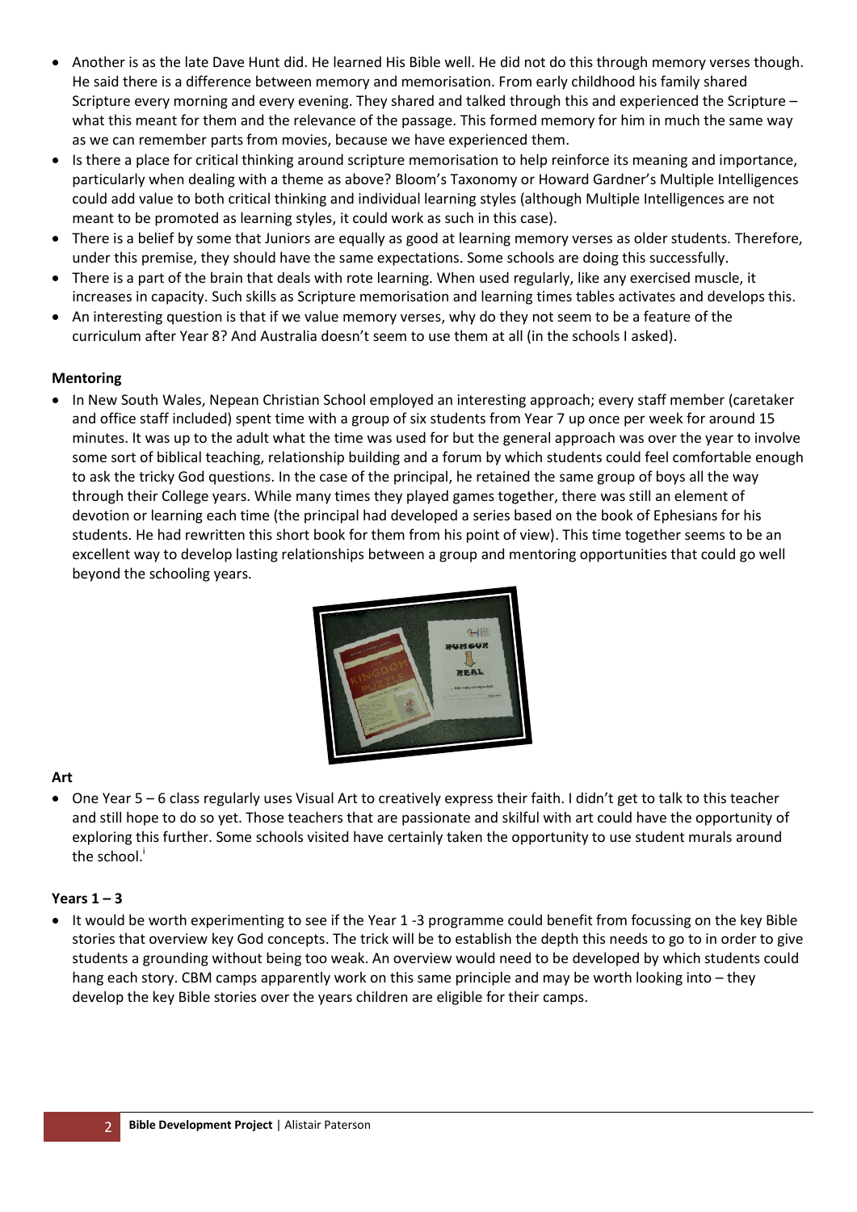- Another is as the late Dave Hunt did. He learned His Bible well. He did not do this through memory verses though. He said there is a difference between memory and memorisation. From early childhood his family shared Scripture every morning and every evening. They shared and talked through this and experienced the Scripture – what this meant for them and the relevance of the passage. This formed memory for him in much the same way as we can remember parts from movies, because we have experienced them.
- Is there a place for critical thinking around scripture memorisation to help reinforce its meaning and importance, particularly when dealing with a theme as above? Bloom's Taxonomy or Howard Gardner's Multiple Intelligences could add value to both critical thinking and individual learning styles (although Multiple Intelligences are not meant to be promoted as learning styles, it could work as such in this case).
- There is a belief by some that Juniors are equally as good at learning memory verses as older students. Therefore, under this premise, they should have the same expectations. Some schools are doing this successfully.
- There is a part of the brain that deals with rote learning. When used regularly, like any exercised muscle, it increases in capacity. Such skills as Scripture memorisation and learning times tables activates and develops this.
- An interesting question is that if we value memory verses, why do they not seem to be a feature of the curriculum after Year 8? And Australia doesn't seem to use them at all (in the schools I asked).

**Mentoring**

- In New South Wales, Nepean Christian School employed an interesting approach; every staff member (caretaker and office staff included) spent time with a group of six students from Year 7 up once per week for around 15 minutes. It was up to the adult what the time was used for but the general approach was over the year to involve some sort of biblical teaching, relationship building and a forum by which students could feel comfortable enough to ask the tricky God questions. In the case of the principal, he retained the same group of boys all the way through their College years. While many times they played games together, there was still an element of devotion or learning each time (the principal had developed a series based on the book of Ephesians for his students. He had rewritten this short book for them from his point of view). This time together seems to be an excellent way to develop lasting relationships between a group and mentoring opportunities that could go well beyond the schooling years.

**Art**

- One Year 5 – 6 class regularly uses Visual Art to creatively express their faith. I didn't get to talk to this teacher and still hope to do so yet. Those teachers that are passionate and skilful with art could have the opportunity of exploring this further. Some schools visited have certainly taken the opportunity to use student murals around the school.[i]

**Years 1 – 3**

- It would be worth experimenting to see if the Year 1 -3 programme could benefit from focussing on the key Bible stories that overview key God concepts. The trick will be to establish the depth this needs to go to in order to give students a grounding without being too weak. An overview would need to be developed by which students could hang each story. CBM camps apparently work on this same principle and may be worth looking into – they develop the key Bible stories over the years children are eligible for their camps.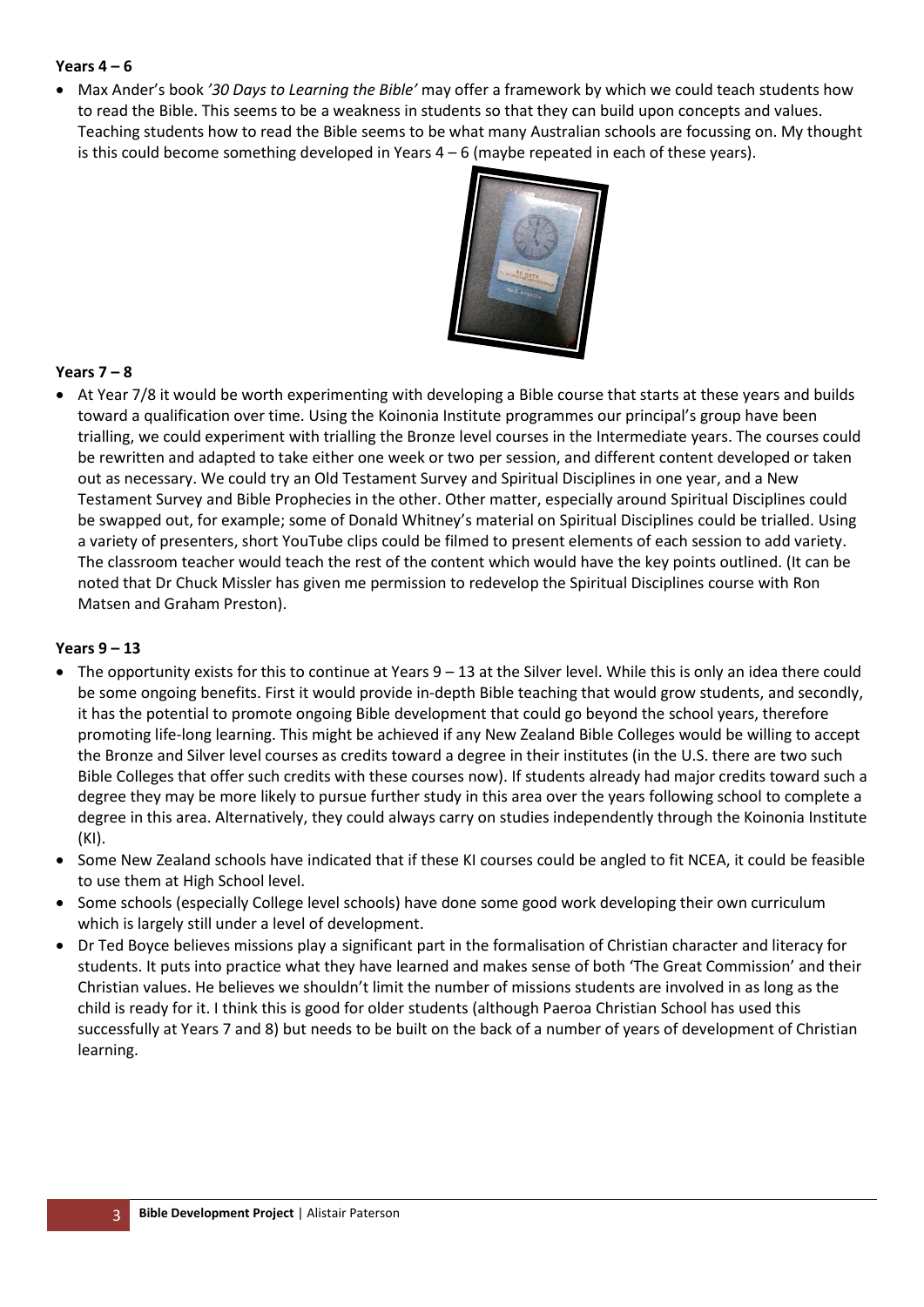**Years 4 – 6**

- Max Ander's book *'30 Days to Learning the Bible'* may offer a framework by which we could teach students how to read the Bible. This seems to be a weakness in students so that they can build upon concepts and values. Teaching students how to read the Bible seems to be what many Australian schools are focussing on. My thought is this could become something developed in Years 4 – 6 (maybe repeated in each of these years).

**Years 7 – 8**

- At Year 7/8 it would be worth experimenting with developing a Bible course that starts at these years and builds toward a qualification over time. Using the Koinonia Institute programmes our principal's group have been trialling, we could experiment with trialling the Bronze level courses in the Intermediate years. The courses could be rewritten and adapted to take either one week or two per session, and different content developed or taken out as necessary. We could try an Old Testament Survey and Spiritual Disciplines in one year, and a New Testament Survey and Bible Prophecies in the other. Other matter, especially around Spiritual Disciplines could be swapped out, for example; some of Donald Whitney's material on Spiritual Disciplines could be trialled. Using a variety of presenters, short YouTube clips could be filmed to present elements of each session to add variety. The classroom teacher would teach the rest of the content which would have the key points outlined. (It can be noted that Dr Chuck Missler has given me permission to redevelop the Spiritual Disciplines course with Ron Matsen and Graham Preston).

**Years 9 – 13**

- The opportunity exists for this to continue at Years 9 – 13 at the Silver level. While this is only an idea there could be some ongoing benefits. First it would provide in-depth Bible teaching that would grow students, and secondly, it has the potential to promote ongoing Bible development that could go beyond the school years, therefore promoting life-long learning. This might be achieved if any New Zealand Bible Colleges would be willing to accept the Bronze and Silver level courses as credits toward a degree in their institutes (in the U.S. there are two such Bible Colleges that offer such credits with these courses now). If students already had major credits toward such a degree they may be more likely to pursue further study in this area over the years following school to complete a degree in this area. Alternatively, they could always carry on studies independently through the Koinonia Institute (KI).
- Some New Zealand schools have indicated that if these KI courses could be angled to fit NCEA, it could be feasible to use them at High School level.
- Some schools (especially College level schools) have done some good work developing their own curriculum which is largely still under a level of development.
- Dr Ted Boyce believes missions play a significant part in the formalisation of Christian character and literacy for students. It puts into practice what they have learned and makes sense of both 'The Great Commission' and their Christian values. He believes we shouldn't limit the number of missions students are involved in as long as the child is ready for it. I think this is good for older students (although Paeroa Christian School has used this successfully at Years 7 and 8) but needs to be built on the back of a number of years of development of Christian learning.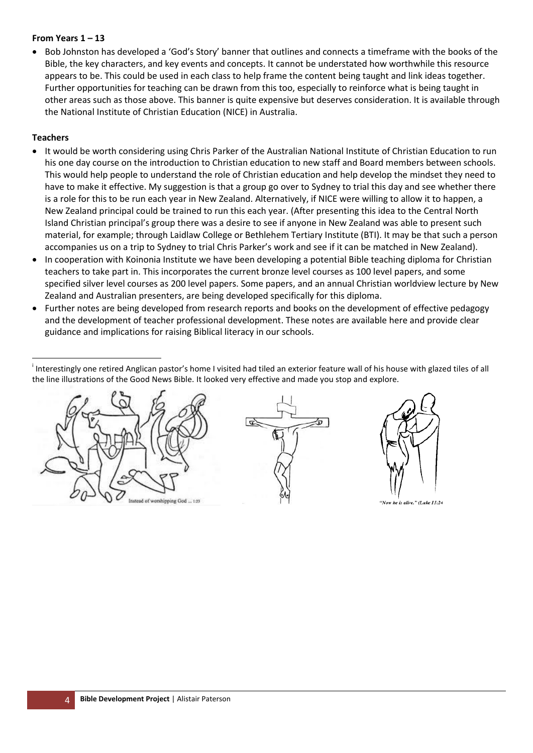**From Years 1 – 13**

- Bob Johnston has developed a 'God's Story' banner that outlines and connects a timeframe with the books of the Bible, the key characters, and key events and concepts. It cannot be understated how worthwhile this resource appears to be. This could be used in each class to help frame the content being taught and link ideas together. Further opportunities for teaching can be drawn from this too, especially to reinforce what is being taught in other areas such as those above. This banner is quite expensive but deserves consideration. It is available through the National Institute of Christian Education (NICE) in Australia.

**Teachers**

- It would be worth considering using Chris Parker of the Australian National Institute of Christian Education to run his one day course on the introduction to Christian education to new staff and Board members between schools. This would help people to understand the role of Christian education and help develop the mindset they need to have to make it effective. My suggestion is that a group go over to Sydney to trial this day and see whether there is a role for this to be run each year in New Zealand. Alternatively, if NICE were willing to allow it to happen, a New Zealand principal could be trained to run this each year. (After presenting this idea to the Central North Island Christian principal's group there was a desire to see if anyone in New Zealand was able to present such material, for example; through Laidlaw College or Bethlehem Tertiary Institute (BTI). It may be that such a person accompanies us on a trip to Sydney to trial Chris Parker's work and see if it can be matched in New Zealand).
- In cooperation with Koinonia Institute we have been developing a potential Bible teaching diploma for Christian teachers to take part in. This incorporates the current bronze level courses as 100 level papers, and some specified silver level courses as 200 level papers. Some papers, and an annual Christian worldview lecture by New Zealand and Australian presenters, are being developed specifically for this diploma.
- Further notes are being developed from research reports and books on the development of effective pedagogy and the development of teacher professional development. These notes are available here and provide clear guidance and implications for raising Biblical literacy in our schools.

---

[i] Interestingly one retired Anglican pastor's home I visited had tiled an exterior feature wall of his house with glazed tiles of all the line illustrations of the Good News Bible. It looked very effective and made you stop and explore.

Instead of worshipping God ... 1:23

"Now he is alive." (Luke 15:24